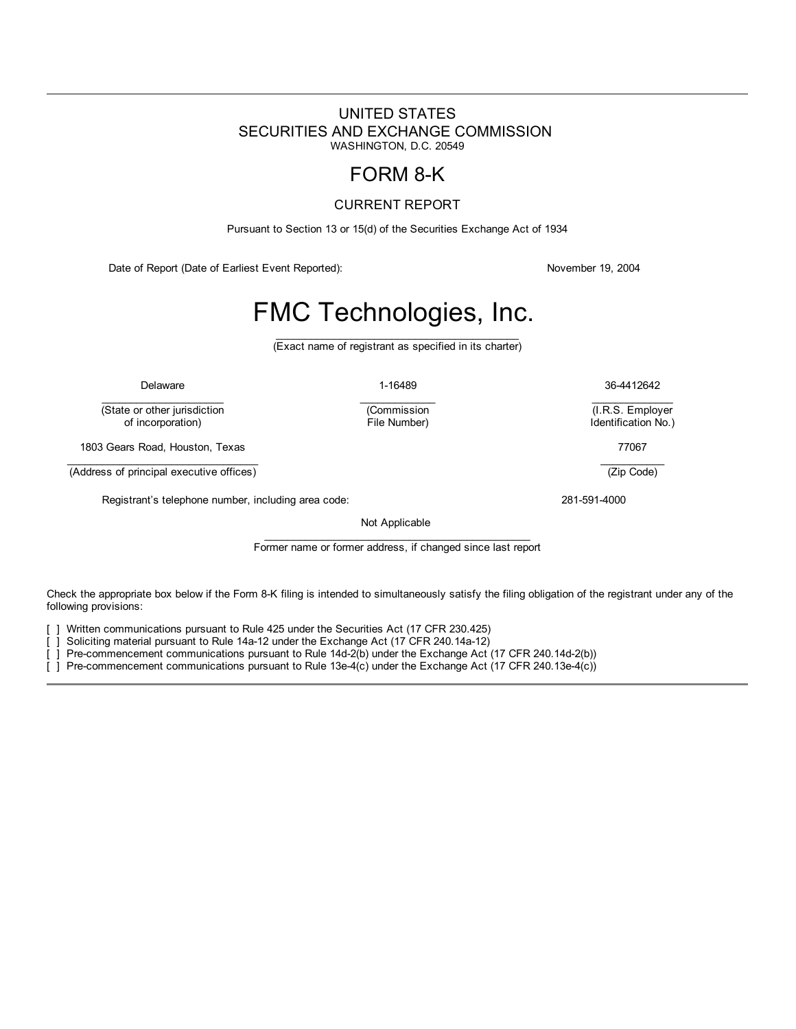UNITED STATES
SECURITIES AND EXCHANGE COMMISSION
WASHINGTON, D.C. 20549

# FORM 8-K

CURRENT REPORT

Pursuant to Section 13 or 15(d) of the Securities Exchange Act of 1934

Date of Report (Date of Earliest Event Reported): November 19, 2004

# FMC Technologies, Inc.

(Exact name of registrant as specified in its charter)

| Delaware | 1-16489 | 36-4412642 |
|---|---|---|
| (State or other jurisdiction of incorporation) | (Commission File Number) | (I.R.S. Employer Identification No.) |

| 1803 Gears Road, Houston, Texas | 77067 |
|---|---|
| (Address of principal executive offices) | (Zip Code) |

Registrant's telephone number, including area code: 281-591-4000

Not Applicable

Former name or former address, if changed since last report

Check the appropriate box below if the Form 8-K filing is intended to simultaneously satisfy the filing obligation of the registrant under any of the following provisions:

[ ] Written communications pursuant to Rule 425 under the Securities Act (17 CFR 230.425)
[ ] Soliciting material pursuant to Rule 14a-12 under the Exchange Act (17 CFR 240.14a-12)
[ ] Pre-commencement communications pursuant to Rule 14d-2(b) under the Exchange Act (17 CFR 240.14d-2(b))
[ ] Pre-commencement communications pursuant to Rule 13e-4(c) under the Exchange Act (17 CFR 240.13e-4(c))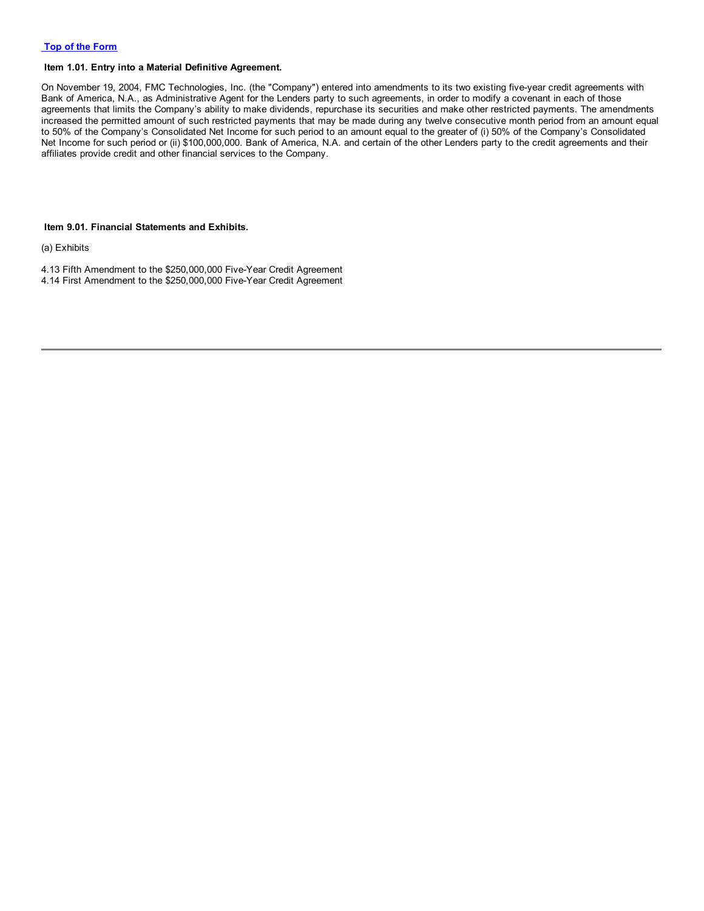[Top of the Form](#)

**Item 1.01. Entry into a Material Definitive Agreement.**

On November 19, 2004, FMC Technologies, Inc. (the "Company") entered into amendments to its two existing five-year credit agreements with Bank of America, N.A., as Administrative Agent for the Lenders party to such agreements, in order to modify a covenant in each of those agreements that limits the Company's ability to make dividends, repurchase its securities and make other restricted payments. The amendments increased the permitted amount of such restricted payments that may be made during any twelve consecutive month period from an amount equal to 50% of the Company's Consolidated Net Income for such period to an amount equal to the greater of (i) 50% of the Company's Consolidated Net Income for such period or (ii) $100,000,000. Bank of America, N.A. and certain of the other Lenders party to the credit agreements and their affiliates provide credit and other financial services to the Company.

**Item 9.01. Financial Statements and Exhibits.**

(a) Exhibits

4.13 Fifth Amendment to the $250,000,000 Five-Year Credit Agreement
4.14 First Amendment to the $250,000,000 Five-Year Credit Agreement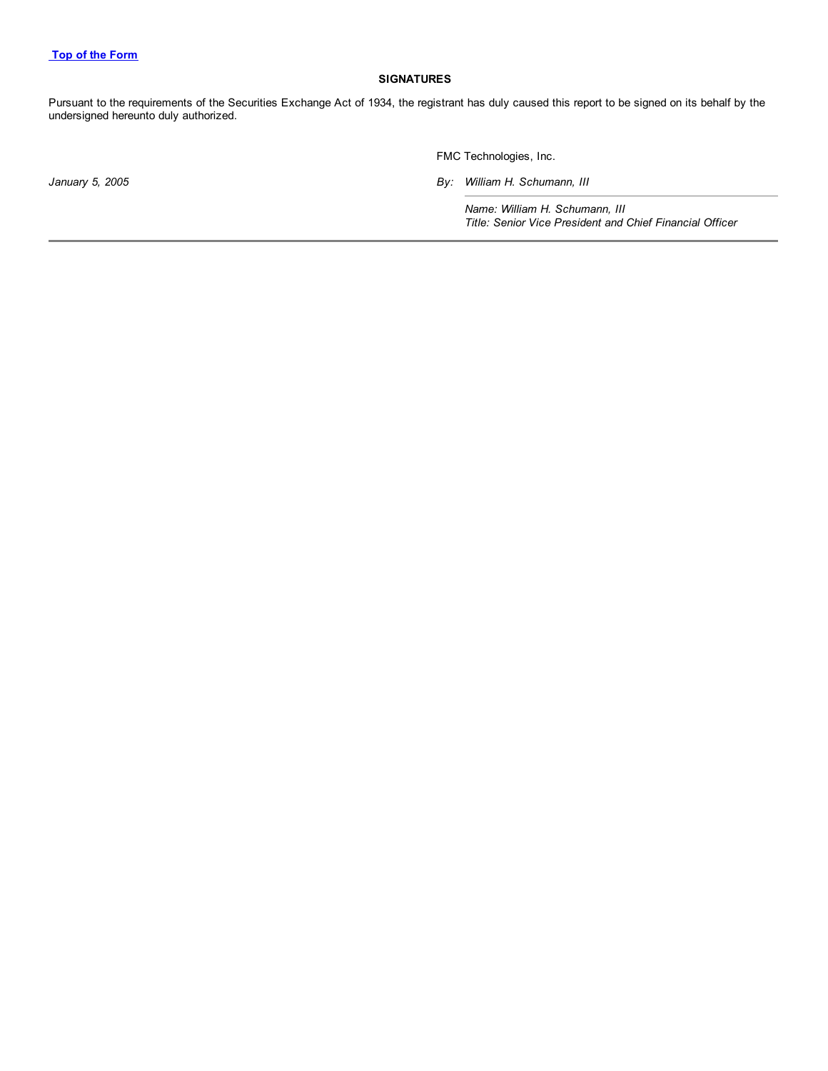[Top of the Form](#)

**SIGNATURES**

Pursuant to the requirements of the Securities Exchange Act of 1934, the registrant has duly caused this report to be signed on its behalf by the undersigned hereunto duly authorized.

FMC Technologies, Inc.

*January 5, 2005*

*By: William H. Schumann, III*

*Name: William H. Schumann, III*
*Title: Senior Vice President and Chief Financial Officer*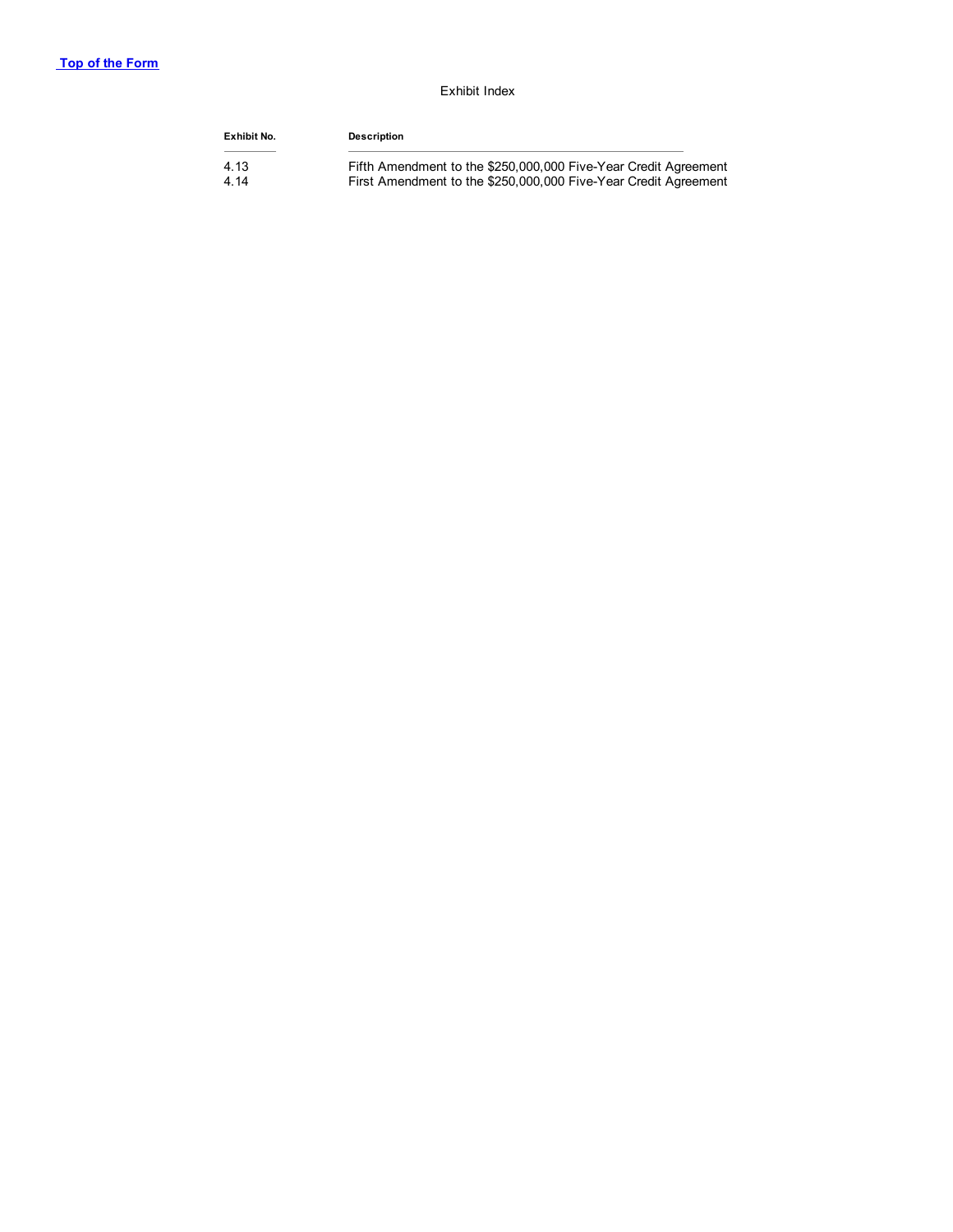[Top of the Form]

Exhibit Index

| Exhibit No. | Description |
| --- | --- |
| 4.13 | Fifth Amendment to the $250,000,000 Five-Year Credit Agreement |
| 4.14 | First Amendment to the $250,000,000 Five-Year Credit Agreement |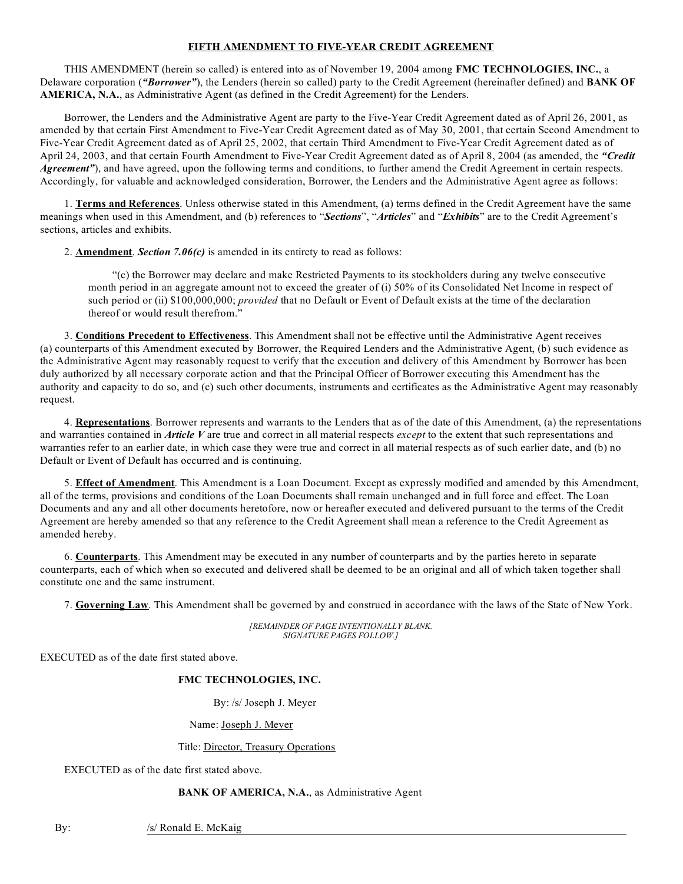**FIFTH AMENDMENT TO FIVE-YEAR CREDIT AGREEMENT**

THIS AMENDMENT (herein so called) is entered into as of November 19, 2004 among **FMC TECHNOLOGIES, INC.**, a Delaware corporation (***"Borrower"***), the Lenders (herein so called) party to the Credit Agreement (hereinafter defined) and **BANK OF AMERICA, N.A.**, as Administrative Agent (as defined in the Credit Agreement) for the Lenders.

Borrower, the Lenders and the Administrative Agent are party to the Five-Year Credit Agreement dated as of April 26, 2001, as amended by that certain First Amendment to Five-Year Credit Agreement dated as of May 30, 2001, that certain Second Amendment to Five-Year Credit Agreement dated as of April 25, 2002, that certain Third Amendment to Five-Year Credit Agreement dated as of April 24, 2003, and that certain Fourth Amendment to Five-Year Credit Agreement dated as of April 8, 2004 (as amended, the ***"Credit Agreement"***), and have agreed, upon the following terms and conditions, to further amend the Credit Agreement in certain respects. Accordingly, for valuable and acknowledged consideration, Borrower, the Lenders and the Administrative Agent agree as follows:

1. **Terms and References**. Unless otherwise stated in this Amendment, (a) terms defined in the Credit Agreement have the same meanings when used in this Amendment, and (b) references to "***Sections***", "***Articles***" and "***Exhibits***" are to the Credit Agreement's sections, articles and exhibits.

2. **Amendment**. ***Section 7.06(c)*** is amended in its entirety to read as follows:

> "(c) the Borrower may declare and make Restricted Payments to its stockholders during any twelve consecutive month period in an aggregate amount not to exceed the greater of (i) 50% of its Consolidated Net Income in respect of such period or (ii) $100,000,000; *provided* that no Default or Event of Default exists at the time of the declaration thereof or would result therefrom."

3. **Conditions Precedent to Effectiveness**. This Amendment shall not be effective until the Administrative Agent receives (a) counterparts of this Amendment executed by Borrower, the Required Lenders and the Administrative Agent, (b) such evidence as the Administrative Agent may reasonably request to verify that the execution and delivery of this Amendment by Borrower has been duly authorized by all necessary corporate action and that the Principal Officer of Borrower executing this Amendment has the authority and capacity to do so, and (c) such other documents, instruments and certificates as the Administrative Agent may reasonably request.

4. **Representations**. Borrower represents and warrants to the Lenders that as of the date of this Amendment, (a) the representations and warranties contained in ***Article V*** are true and correct in all material respects *except* to the extent that such representations and warranties refer to an earlier date, in which case they were true and correct in all material respects as of such earlier date, and (b) no Default or Event of Default has occurred and is continuing.

5. **Effect of Amendment**. This Amendment is a Loan Document. Except as expressly modified and amended by this Amendment, all of the terms, provisions and conditions of the Loan Documents shall remain unchanged and in full force and effect. The Loan Documents and any and all other documents heretofore, now or hereafter executed and delivered pursuant to the terms of the Credit Agreement are hereby amended so that any reference to the Credit Agreement shall mean a reference to the Credit Agreement as amended hereby.

6. **Counterparts**. This Amendment may be executed in any number of counterparts and by the parties hereto in separate counterparts, each of which when so executed and delivered shall be deemed to be an original and all of which taken together shall constitute one and the same instrument.

7. **Governing Law**. This Amendment shall be governed by and construed in accordance with the laws of the State of New York.

*[REMAINDER OF PAGE INTENTIONALLY BLANK. SIGNATURE PAGES FOLLOW.]*

EXECUTED as of the date first stated above.

**FMC TECHNOLOGIES, INC.**

By: /s/ Joseph J. Meyer

Name: Joseph J. Meyer

Title: Director, Treasury Operations

EXECUTED as of the date first stated above.

**BANK OF AMERICA, N.A.**, as Administrative Agent

By: /s/ Ronald E. McKaig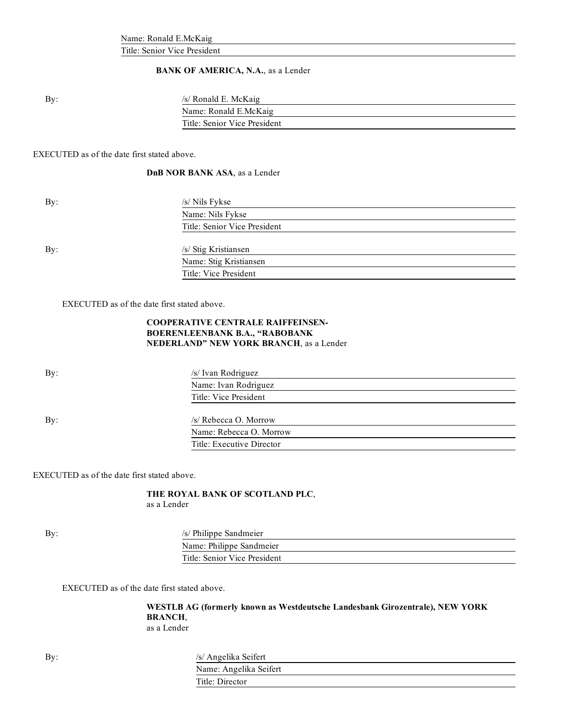Name: Ronald E.McKaig

Title: Senior Vice President

**BANK OF AMERICA, N.A.**, as a Lender

By: /s/ Ronald E. McKaig

Name: Ronald E.McKaig

Title: Senior Vice President

EXECUTED as of the date first stated above.

**DnB NOR BANK ASA**, as a Lender

By: /s/ Nils Fykse

Name: Nils Fykse

Title: Senior Vice President

By: /s/ Stig Kristiansen

Name: Stig Kristiansen

Title: Vice President

EXECUTED as of the date first stated above.

**COOPERATIVE CENTRALE RAIFFEINSEN-BOERENLEENBANK B.A., "RABOBANK NEDERLAND" NEW YORK BRANCH**, as a Lender

By: /s/ Ivan Rodriguez

Name: Ivan Rodriguez

Title: Vice President

By: /s/ Rebecca O. Morrow

Name: Rebecca O. Morrow

Title: Executive Director

EXECUTED as of the date first stated above.

**THE ROYAL BANK OF SCOTLAND PLC**, as a Lender

By: /s/ Philippe Sandmeier

Name: Philippe Sandmeier

Title: Senior Vice President

EXECUTED as of the date first stated above.

**WESTLB AG (formerly known as Westdeutsche Landesbank Girozentrale), NEW YORK BRANCH**, as a Lender

By: /s/ Angelika Seifert

Name: Angelika Seifert

Title: Director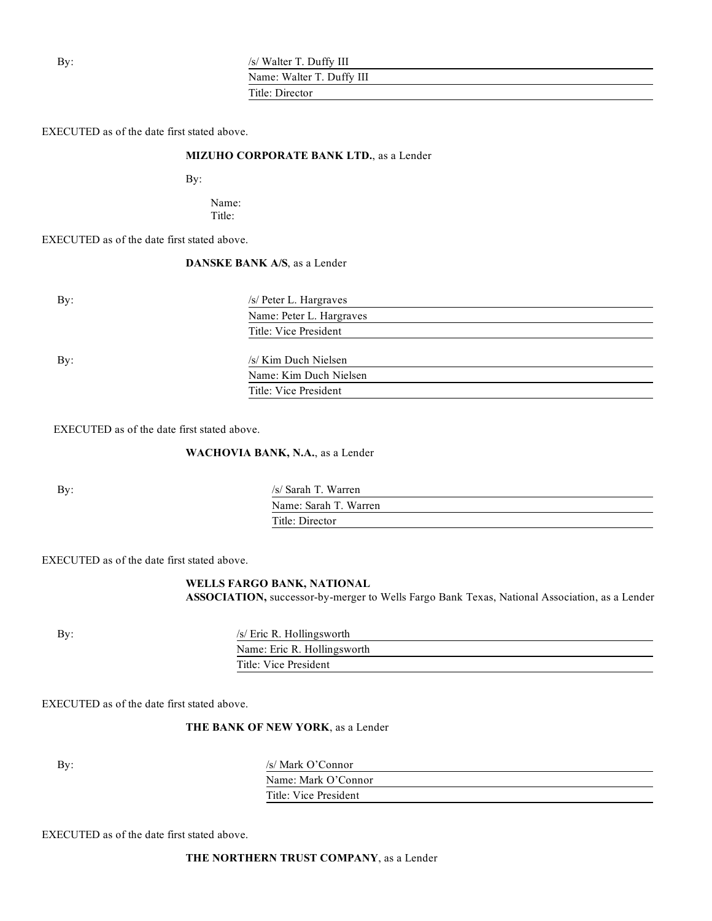By: /s/ Walter T. Duffy III
Name: Walter T. Duffy III
Title: Director

EXECUTED as of the date first stated above.

**MIZUHO CORPORATE BANK LTD.**, as a Lender

By:

Name:
Title:

EXECUTED as of the date first stated above.

**DANSKE BANK A/S**, as a Lender

By: /s/ Peter L. Hargraves
Name: Peter L. Hargraves
Title: Vice President

By: /s/ Kim Duch Nielsen
Name: Kim Duch Nielsen
Title: Vice President

EXECUTED as of the date first stated above.

**WACHOVIA BANK, N.A.**, as a Lender

By: /s/ Sarah T. Warren
Name: Sarah T. Warren
Title: Director

EXECUTED as of the date first stated above.

**WELLS FARGO BANK, NATIONAL ASSOCIATION,** successor-by-merger to Wells Fargo Bank Texas, National Association, as a Lender

By: /s/ Eric R. Hollingsworth
Name: Eric R. Hollingsworth
Title: Vice President

EXECUTED as of the date first stated above.

**THE BANK OF NEW YORK**, as a Lender

By: /s/ Mark O'Connor
Name: Mark O'Connor
Title: Vice President

EXECUTED as of the date first stated above.

**THE NORTHERN TRUST COMPANY**, as a Lender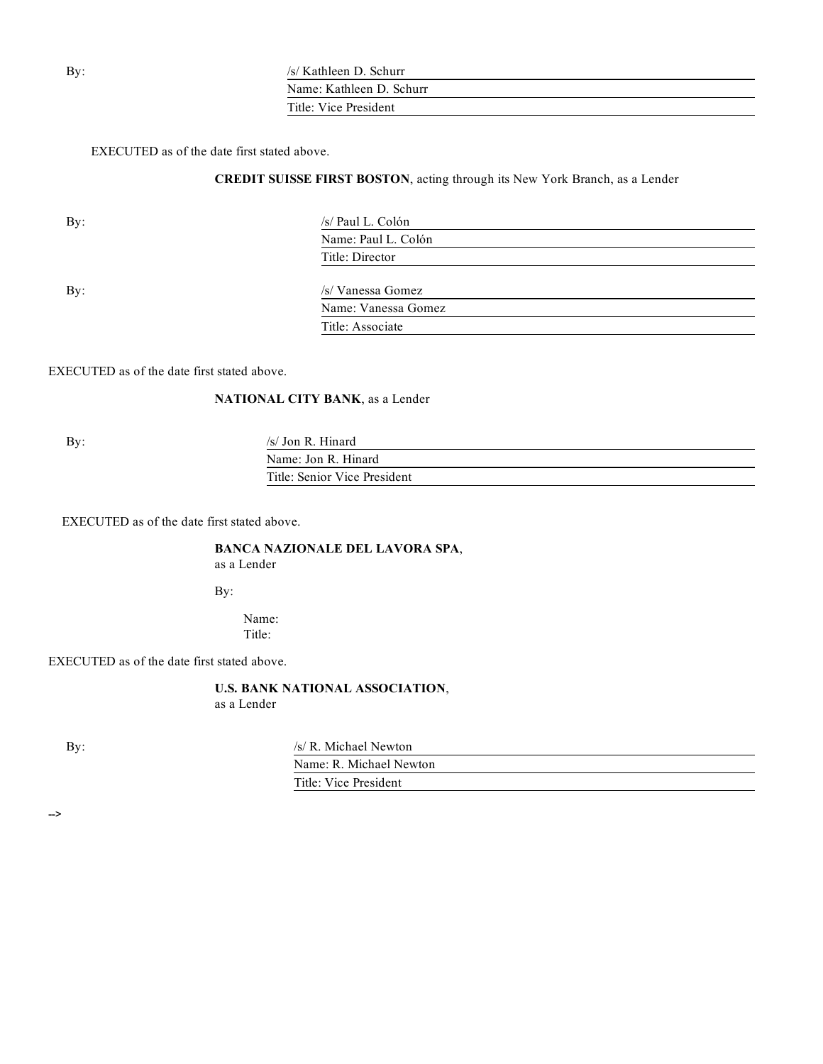By: /s/ Kathleen D. Schurr
Name: Kathleen D. Schurr
Title: Vice President

EXECUTED as of the date first stated above.

**CREDIT SUISSE FIRST BOSTON**, acting through its New York Branch, as a Lender

By: /s/ Paul L. Colón
Name: Paul L. Colón
Title: Director

By: /s/ Vanessa Gomez
Name: Vanessa Gomez
Title: Associate

EXECUTED as of the date first stated above.

**NATIONAL CITY BANK**, as a Lender

By: /s/ Jon R. Hinard
Name: Jon R. Hinard
Title: Senior Vice President

EXECUTED as of the date first stated above.

**BANCA NAZIONALE DEL LAVORA SPA**,
as a Lender

By:

Name:
Title:

EXECUTED as of the date first stated above.

**U.S. BANK NATIONAL ASSOCIATION**,
as a Lender

By: /s/ R. Michael Newton
Name: R. Michael Newton
Title: Vice President

-->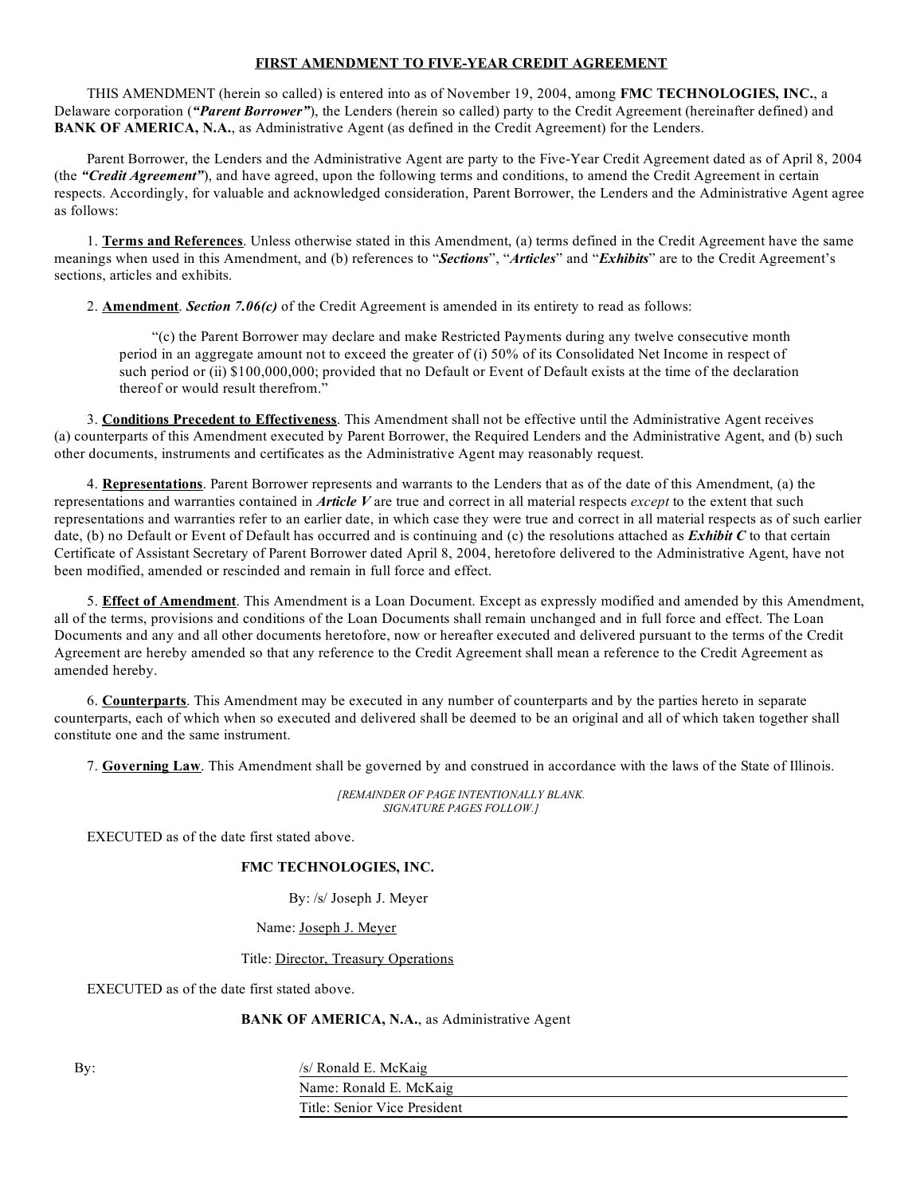**FIRST AMENDMENT TO FIVE-YEAR CREDIT AGREEMENT**

THIS AMENDMENT (herein so called) is entered into as of November 19, 2004, among **FMC TECHNOLOGIES, INC.**, a Delaware corporation (***"Parent Borrower"***), the Lenders (herein so called) party to the Credit Agreement (hereinafter defined) and **BANK OF AMERICA, N.A.**, as Administrative Agent (as defined in the Credit Agreement) for the Lenders.

Parent Borrower, the Lenders and the Administrative Agent are party to the Five-Year Credit Agreement dated as of April 8, 2004 (the ***"Credit Agreement"***), and have agreed, upon the following terms and conditions, to amend the Credit Agreement in certain respects. Accordingly, for valuable and acknowledged consideration, Parent Borrower, the Lenders and the Administrative Agent agree as follows:

1. **Terms and References**. Unless otherwise stated in this Amendment, (a) terms defined in the Credit Agreement have the same meanings when used in this Amendment, and (b) references to "***Sections***", "***Articles***" and "***Exhibits***" are to the Credit Agreement's sections, articles and exhibits.

2. **Amendment**. ***Section 7.06(c)*** of the Credit Agreement is amended in its entirety to read as follows:

> "(c) the Parent Borrower may declare and make Restricted Payments during any twelve consecutive month period in an aggregate amount not to exceed the greater of (i) 50% of its Consolidated Net Income in respect of such period or (ii) $100,000,000; provided that no Default or Event of Default exists at the time of the declaration thereof or would result therefrom."

3. **Conditions Precedent to Effectiveness**. This Amendment shall not be effective until the Administrative Agent receives (a) counterparts of this Amendment executed by Parent Borrower, the Required Lenders and the Administrative Agent, and (b) such other documents, instruments and certificates as the Administrative Agent may reasonably request.

4. **Representations**. Parent Borrower represents and warrants to the Lenders that as of the date of this Amendment, (a) the representations and warranties contained in ***Article V*** are true and correct in all material respects *except* to the extent that such representations and warranties refer to an earlier date, in which case they were true and correct in all material respects as of such earlier date, (b) no Default or Event of Default has occurred and is continuing and (c) the resolutions attached as ***Exhibit C*** to that certain Certificate of Assistant Secretary of Parent Borrower dated April 8, 2004, heretofore delivered to the Administrative Agent, have not been modified, amended or rescinded and remain in full force and effect.

5. **Effect of Amendment**. This Amendment is a Loan Document. Except as expressly modified and amended by this Amendment, all of the terms, provisions and conditions of the Loan Documents shall remain unchanged and in full force and effect. The Loan Documents and any and all other documents heretofore, now or hereafter executed and delivered pursuant to the terms of the Credit Agreement are hereby amended so that any reference to the Credit Agreement shall mean a reference to the Credit Agreement as amended hereby.

6. **Counterparts**. This Amendment may be executed in any number of counterparts and by the parties hereto in separate counterparts, each of which when so executed and delivered shall be deemed to be an original and all of which taken together shall constitute one and the same instrument.

7. **Governing Law**. This Amendment shall be governed by and construed in accordance with the laws of the State of Illinois.

*[REMAINDER OF PAGE INTENTIONALLY BLANK. SIGNATURE PAGES FOLLOW.]*

EXECUTED as of the date first stated above.

**FMC TECHNOLOGIES, INC.**

By: /s/ Joseph J. Meyer

Name: Joseph J. Meyer

Title: Director, Treasury Operations

EXECUTED as of the date first stated above.

**BANK OF AMERICA, N.A.**, as Administrative Agent

By: /s/ Ronald E. McKaig

Name: Ronald E. McKaig

Title: Senior Vice President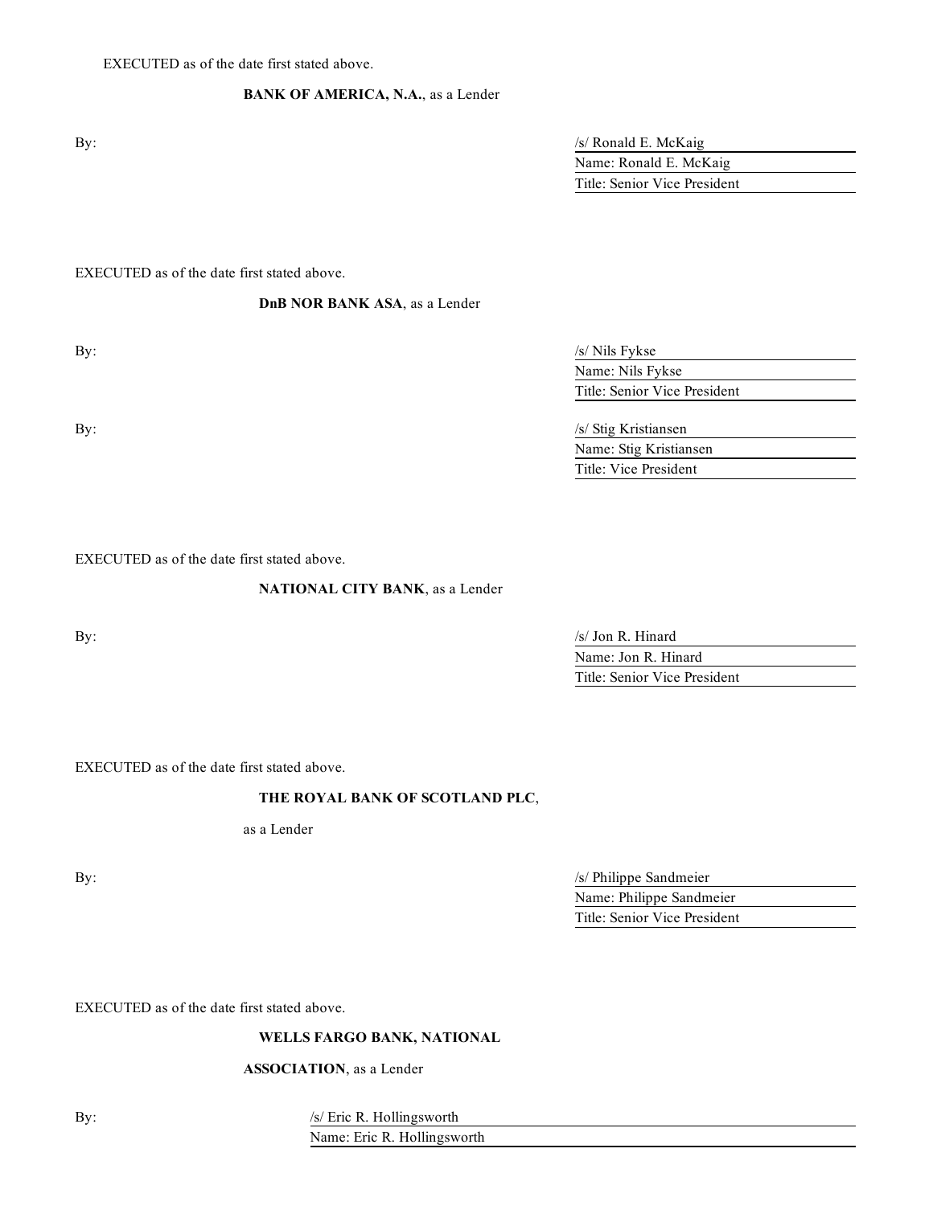EXECUTED as of the date first stated above.

**BANK OF AMERICA, N.A.**, as a Lender

By: /s/ Ronald E. McKaig  
Name: Ronald E. McKaig  
Title: Senior Vice President

EXECUTED as of the date first stated above.

**DnB NOR BANK ASA**, as a Lender

By: /s/ Nils Fykse  
Name: Nils Fykse  
Title: Senior Vice President

By: /s/ Stig Kristiansen  
Name: Stig Kristiansen  
Title: Vice President

EXECUTED as of the date first stated above.

**NATIONAL CITY BANK**, as a Lender

By: /s/ Jon R. Hinard  
Name: Jon R. Hinard  
Title: Senior Vice President

EXECUTED as of the date first stated above.

**THE ROYAL BANK OF SCOTLAND PLC**,

as a Lender

By: /s/ Philippe Sandmeier  
Name: Philippe Sandmeier  
Title: Senior Vice President

EXECUTED as of the date first stated above.

**WELLS FARGO BANK, NATIONAL**

**ASSOCIATION**, as a Lender

By: /s/ Eric R. Hollingsworth  
Name: Eric R. Hollingsworth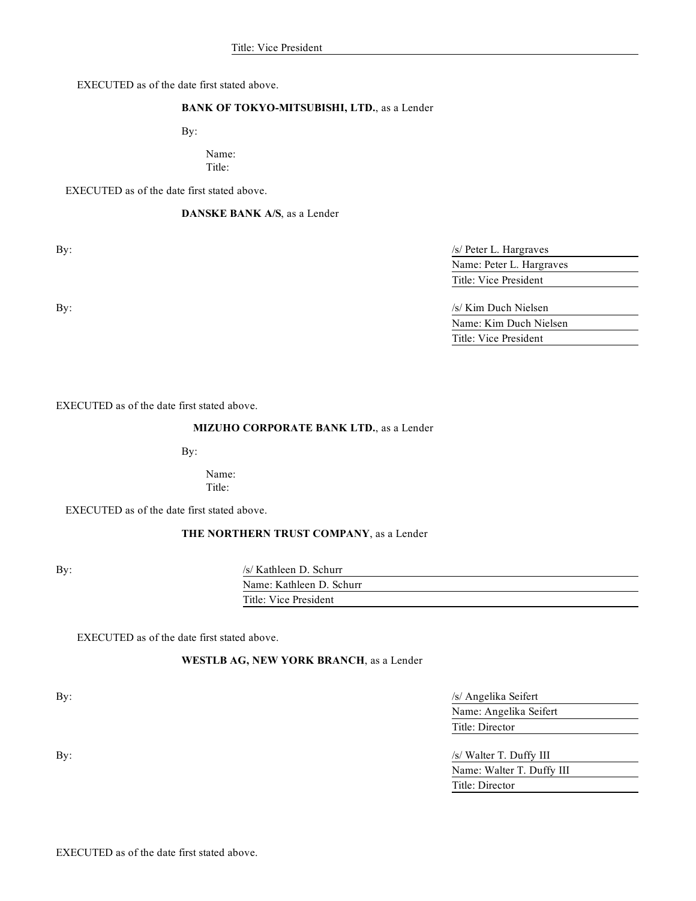Title: Vice President

EXECUTED as of the date first stated above.

**BANK OF TOKYO-MITSUBISHI, LTD.**, as a Lender

By:

Name:
Title:

EXECUTED as of the date first stated above.

**DANSKE BANK A/S**, as a Lender

By: /s/ Peter L. Hargraves
Name: Peter L. Hargraves
Title: Vice President

By: /s/ Kim Duch Nielsen
Name: Kim Duch Nielsen
Title: Vice President

EXECUTED as of the date first stated above.

**MIZUHO CORPORATE BANK LTD.**, as a Lender

By:

Name:
Title:

EXECUTED as of the date first stated above.

**THE NORTHERN TRUST COMPANY**, as a Lender

By: /s/ Kathleen D. Schurr
Name: Kathleen D. Schurr
Title: Vice President

EXECUTED as of the date first stated above.

**WESTLB AG, NEW YORK BRANCH**, as a Lender

By: /s/ Angelika Seifert
Name: Angelika Seifert
Title: Director

By: /s/ Walter T. Duffy III
Name: Walter T. Duffy III
Title: Director

EXECUTED as of the date first stated above.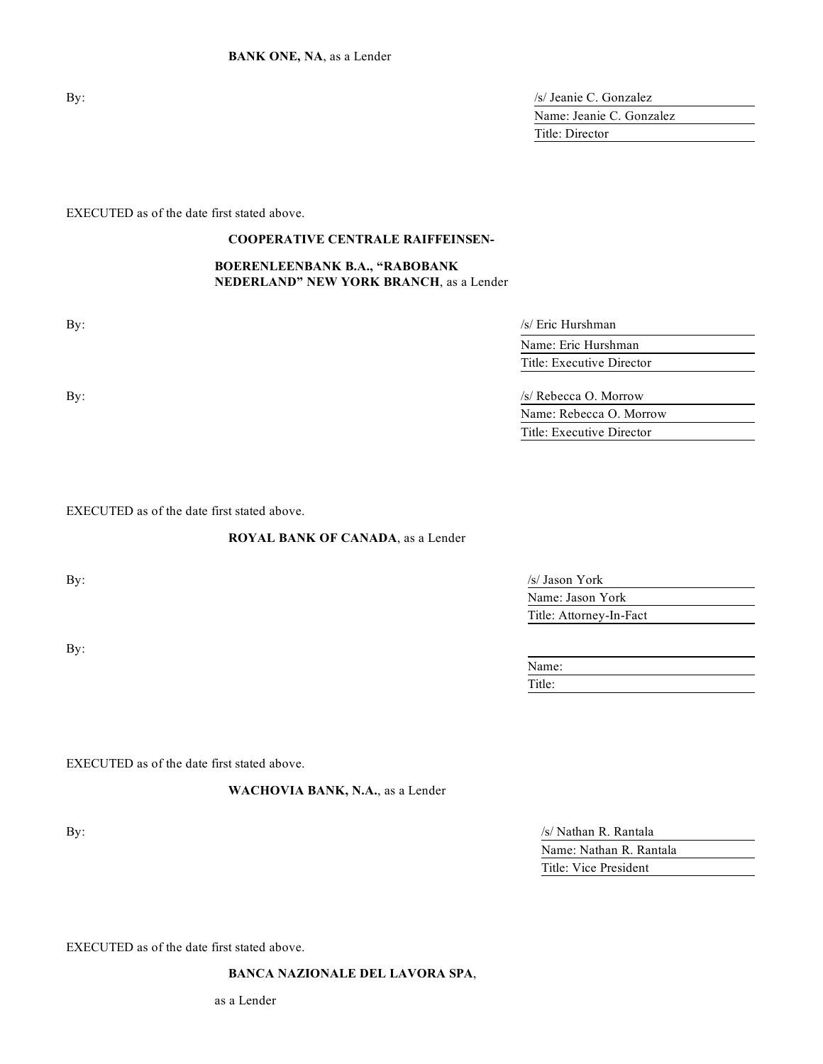**BANK ONE, NA**, as a Lender

By: /s/ Jeanie C. Gonzalez
Name: Jeanie C. Gonzalez
Title: Director

EXECUTED as of the date first stated above.

**COOPERATIVE CENTRALE RAIFFEISEN-**

**BOERENLEENBANK B.A., "RABOBANK NEDERLAND" NEW YORK BRANCH**, as a Lender

By: /s/ Eric Hurshman
Name: Eric Hurshman
Title: Executive Director

By: /s/ Rebecca O. Morrow
Name: Rebecca O. Morrow
Title: Executive Director

EXECUTED as of the date first stated above.

**ROYAL BANK OF CANADA**, as a Lender

By: /s/ Jason York
Name: Jason York
Title: Attorney-In-Fact

By:
Name:
Title:

EXECUTED as of the date first stated above.

**WACHOVIA BANK, N.A.**, as a Lender

By: /s/ Nathan R. Rantala
Name: Nathan R. Rantala
Title: Vice President

EXECUTED as of the date first stated above.

**BANCA NAZIONALE DEL LAVORA SPA**,

as a Lender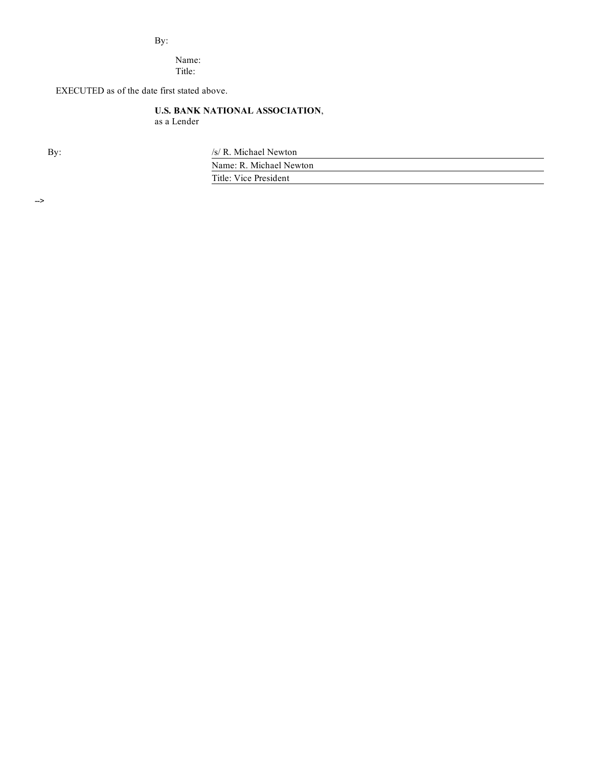By:

Name:
Title:

EXECUTED as of the date first stated above.

**U.S. BANK NATIONAL ASSOCIATION**,
as a Lender

By: /s/ R. Michael Newton

Name: R. Michael Newton

Title: Vice President

-->